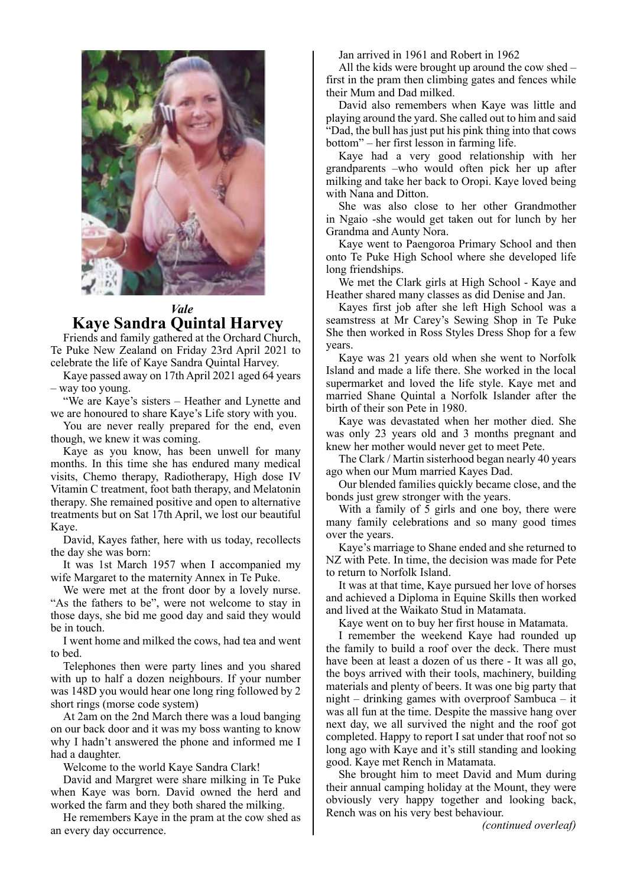*Vale*

# Kaye Sandra Quintal Harvey

Friends and family gathered at the Orchard Church, Te Puke New Zealand on Friday 23rd April 2021 to celebrate the life of Kaye Sandra Quintal Harvey.

Kaye passed away on 17th April 2021 aged 64 years – way too young.

"We are Kaye's sisters – Heather and Lynette and we are honoured to share Kaye's Life story with you.

You are never really prepared for the end, even though, we knew it was coming.

Kaye as you know, has been unwell for many months. In this time she has endured many medical visits, Chemo therapy, Radiotherapy, High dose IV Vitamin C treatment, foot bath therapy, and Melatonin therapy. She remained positive and open to alternative treatments but on Sat 17th April, we lost our beautiful Kaye.

David, Kayes father, here with us today, recollects the day she was born:

It was 1st March 1957 when I accompanied my wife Margaret to the maternity Annex in Te Puke.

We were met at the front door by a lovely nurse. "As the fathers to be", were not welcome to stay in those days, she bid me good day and said they would be in touch.

I went home and milked the cows, had tea and went to bed.

Telephones then were party lines and you shared with up to half a dozen neighbours. If your number was 148D you would hear one long ring followed by 2 short rings (morse code system)

At 2am on the 2nd March there was a loud banging on our back door and it was my boss wanting to know why I hadn't answered the phone and informed me I had a daughter.

Welcome to the world Kaye Sandra Clark!

David and Margret were share milking in Te Puke when Kaye was born. David owned the herd and worked the farm and they both shared the milking.

He remembers Kaye in the pram at the cow shed as an every day occurrence.

Jan arrived in 1961 and Robert in 1962

All the kids were brought up around the cow shed – first in the pram then climbing gates and fences while their Mum and Dad milked.

David also remembers when Kaye was little and playing around the yard. She called out to him and said "Dad, the bull has just put his pink thing into that cows bottom" – her first lesson in farming life.

Kaye had a very good relationship with her grandparents –who would often pick her up after milking and take her back to Oropi. Kaye loved being with Nana and Ditton.

She was also close to her other Grandmother in Ngaio -she would get taken out for lunch by her Grandma and Aunty Nora.

Kaye went to Paengoroa Primary School and then onto Te Puke High School where she developed life long friendships.

We met the Clark girls at High School - Kaye and Heather shared many classes as did Denise and Jan.

Kayes first job after she left High School was a seamstress at Mr Carey's Sewing Shop in Te Puke She then worked in Ross Styles Dress Shop for a few years.

Kaye was 21 years old when she went to Norfolk Island and made a life there. She worked in the local supermarket and loved the life style. Kaye met and married Shane Quintal a Norfolk Islander after the birth of their son Pete in 1980.

Kaye was devastated when her mother died. She was only 23 years old and 3 months pregnant and knew her mother would never get to meet Pete.

The Clark / Martin sisterhood began nearly 40 years ago when our Mum married Kayes Dad.

Our blended families quickly became close, and the bonds just grew stronger with the years.

With a family of 5 girls and one boy, there were many family celebrations and so many good times over the years.

Kaye's marriage to Shane ended and she returned to NZ with Pete. In time, the decision was made for Pete to return to Norfolk Island.

It was at that time, Kaye pursued her love of horses and achieved a Diploma in Equine Skills then worked and lived at the Waikato Stud in Matamata.

Kaye went on to buy her first house in Matamata.

I remember the weekend Kaye had rounded up the family to build a roof over the deck. There must have been at least a dozen of us there - It was all go, the boys arrived with their tools, machinery, building materials and plenty of beers. It was one big party that night – drinking games with overproof Sambuca – it was all fun at the time. Despite the massive hang over next day, we all survived the night and the roof got completed. Happy to report I sat under that roof not so long ago with Kaye and it's still standing and looking good. Kaye met Rench in Matamata.

She brought him to meet David and Mum during their annual camping holiday at the Mount, they were obviously very happy together and looking back, Rench was on his very best behaviour.

*(continued overleaf)*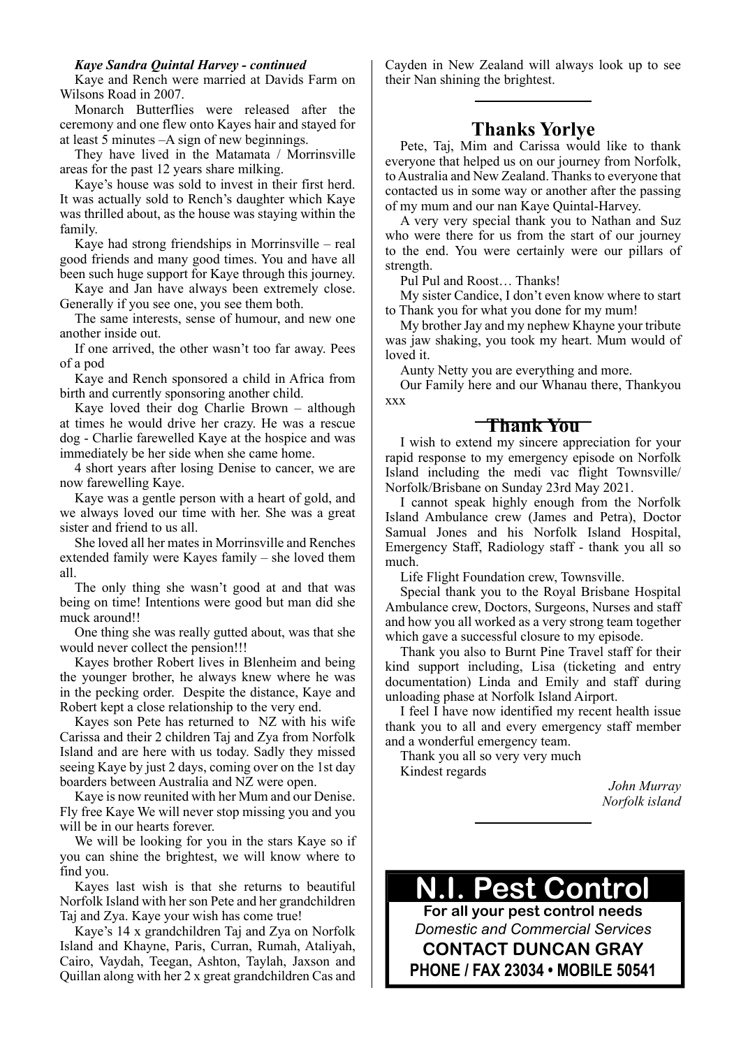***Kaye Sandra Quintal Harvey - continued***

Kaye and Rench were married at Davids Farm on Wilsons Road in 2007.

Monarch Butterflies were released after the ceremony and one flew onto Kayes hair and stayed for at least 5 minutes –A sign of new beginnings.

They have lived in the Matamata / Morrinsville areas for the past 12 years share milking.

Kaye's house was sold to invest in their first herd. It was actually sold to Rench's daughter which Kaye was thrilled about, as the house was staying within the family.

Kaye had strong friendships in Morrinsville – real good friends and many good times. You and have all been such huge support for Kaye through this journey.

Kaye and Jan have always been extremely close. Generally if you see one, you see them both.

The same interests, sense of humour, and new one another inside out.

If one arrived, the other wasn't too far away. Pees of a pod

Kaye and Rench sponsored a child in Africa from birth and currently sponsoring another child.

Kaye loved their dog Charlie Brown – although at times he would drive her crazy. He was a rescue dog - Charlie farewelled Kaye at the hospice and was immediately be her side when she came home.

4 short years after losing Denise to cancer, we are now farewelling Kaye.

Kaye was a gentle person with a heart of gold, and we always loved our time with her. She was a great sister and friend to us all.

She loved all her mates in Morrinsville and Renches extended family were Kayes family – she loved them all.

The only thing she wasn't good at and that was being on time! Intentions were good but man did she muck around!!

One thing she was really gutted about, was that she would never collect the pension!!!

Kayes brother Robert lives in Blenheim and being the younger brother, he always knew where he was in the pecking order. Despite the distance, Kaye and Robert kept a close relationship to the very end.

Kayes son Pete has returned to NZ with his wife Carissa and their 2 children Taj and Zya from Norfolk Island and are here with us today. Sadly they missed seeing Kaye by just 2 days, coming over on the 1st day boarders between Australia and NZ were open.

Kaye is now reunited with her Mum and our Denise. Fly free Kaye We will never stop missing you and you will be in our hearts forever.

We will be looking for you in the stars Kaye so if you can shine the brightest, we will know where to find you.

Kayes last wish is that she returns to beautiful Norfolk Island with her son Pete and her grandchildren Taj and Zya. Kaye your wish has come true!

Kaye's 14 x grandchildren Taj and Zya on Norfolk Island and Khayne, Paris, Curran, Rumah, Ataliyah, Cairo, Vaydah, Teegan, Ashton, Taylah, Jaxson and Quillan along with her 2 x great grandchildren Cas and Cayden in New Zealand will always look up to see their Nan shining the brightest.

## Thanks Yorlye

Pete, Taj, Mim and Carissa would like to thank everyone that helped us on our journey from Norfolk, to Australia and New Zealand. Thanks to everyone that contacted us in some way or another after the passing of my mum and our nan Kaye Quintal-Harvey.

A very very special thank you to Nathan and Suz who were there for us from the start of our journey to the end. You were certainly were our pillars of strength.

Pul Pul and Roost… Thanks!

My sister Candice, I don't even know where to start to Thank you for what you done for my mum!

My brother Jay and my nephew Khayne your tribute was jaw shaking, you took my heart. Mum would of loved it.

Aunty Netty you are everything and more.

Our Family here and our Whanau there, Thankyou xxx

## Thank You

I wish to extend my sincere appreciation for your rapid response to my emergency episode on Norfolk Island including the medi vac flight Townsville/ Norfolk/Brisbane on Sunday 23rd May 2021.

I cannot speak highly enough from the Norfolk Island Ambulance crew (James and Petra), Doctor Samual Jones and his Norfolk Island Hospital, Emergency Staff, Radiology staff - thank you all so much.

Life Flight Foundation crew, Townsville.

Special thank you to the Royal Brisbane Hospital Ambulance crew, Doctors, Surgeons, Nurses and staff and how you all worked as a very strong team together which gave a successful closure to my episode.

Thank you also to Burnt Pine Travel staff for their kind support including, Lisa (ticketing and entry documentation) Linda and Emily and staff during unloading phase at Norfolk Island Airport.

I feel I have now identified my recent health issue thank you to all and every emergency staff member and a wonderful emergency team.

Thank you all so very very much

Kindest regards

*John Murray*
*Norfolk island*

## N.I. Pest Control

**For all your pest control needs**

*Domestic and Commercial Services*

**CONTACT DUNCAN GRAY**

**PHONE / FAX 23034 • MOBILE 50541**